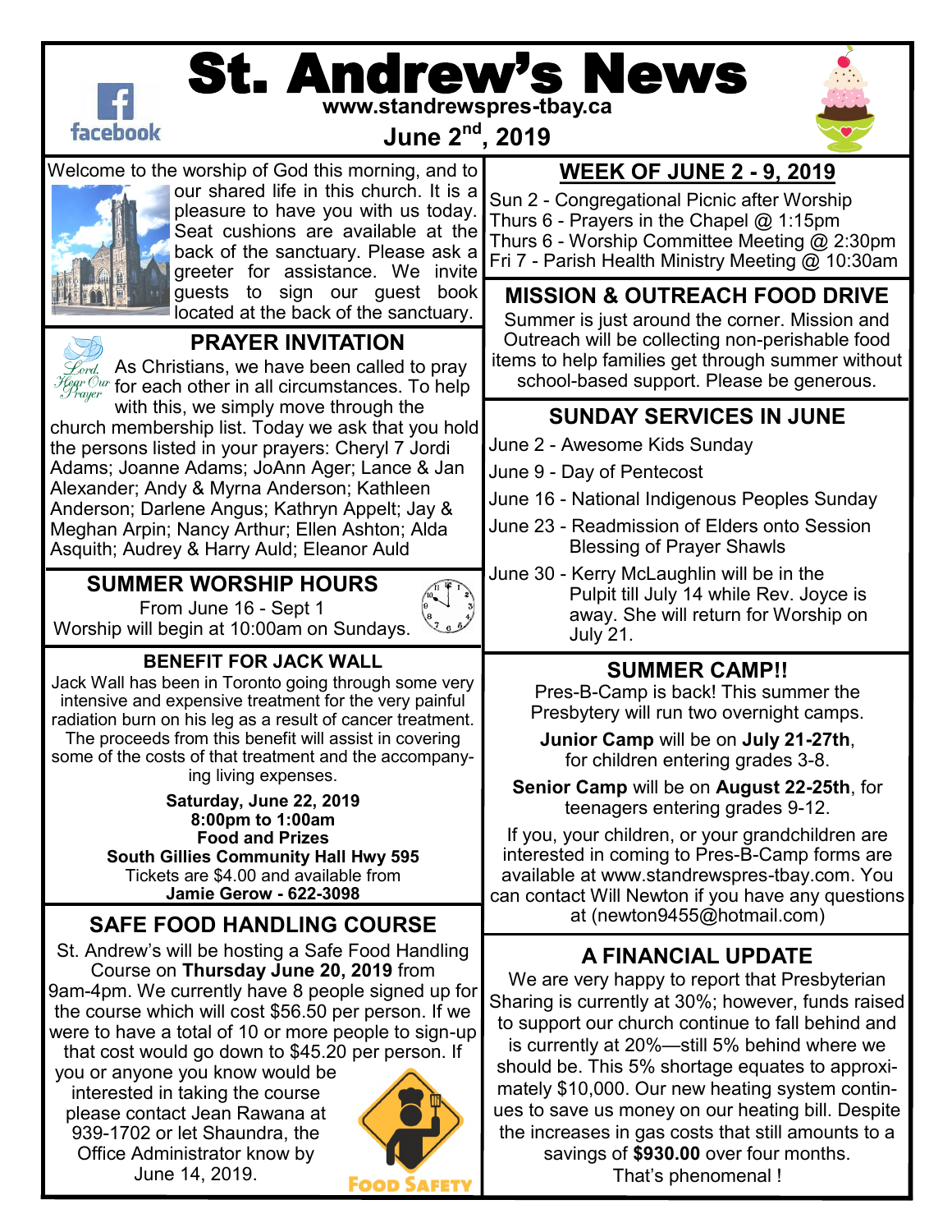# St. Andrew's News

www.standrewspres-tbay.ca

June 2nd, 2019

Welcome to the worship of God this morning, and to our shared life in this church. It is a pleasure to have you with us today. Seat cushions are available at the back of the sanctuary. Please ask a greeter for assistance. We invite guests to sign our guest book located at the back of the sanctuary.

## PRAYER INVITATION

As Christians, we have been called to pray for each other in all circumstances. To help with this, we simply move through the church membership list. Today we ask that you hold the persons listed in your prayers: Cheryl 7 Jordi Adams; Joanne Adams; JoAnn Ager; Lance & Jan Alexander; Andy & Myrna Anderson; Kathleen Anderson; Darlene Angus; Kathryn Appelt; Jay & Meghan Arpin; Nancy Arthur; Ellen Ashton; Alda Asquith; Audrey & Harry Auld; Eleanor Auld

## SUMMER WORSHIP HOURS

From June 16 - Sept 1
Worship will begin at 10:00am on Sundays.

## BENEFIT FOR JACK WALL

Jack Wall has been in Toronto going through some very intensive and expensive treatment for the very painful radiation burn on his leg as a result of cancer treatment. The proceeds from this benefit will assist in covering some of the costs of that treatment and the accompanying living expenses.

**Saturday, June 22, 2019**
**8:00pm to 1:00am**
**Food and Prizes**
**South Gillies Community Hall Hwy 595**
Tickets are $4.00 and available from
**Jamie Gerow - 622-3098**

## SAFE FOOD HANDLING COURSE

St. Andrew's will be hosting a Safe Food Handling Course on **Thursday June 20, 2019** from 9am-4pm. We currently have 8 people signed up for the course which will cost $56.50 per person. If we were to have a total of 10 or more people to sign-up that cost would go down to $45.20 per person. If you or anyone you know would be interested in taking the course please contact Jean Rawana at 939-1702 or let Shaundra, the Office Administrator know by June 14, 2019.

## WEEK OF JUNE 2 - 9, 2019

Sun 2 - Congregational Picnic after Worship
Thurs 6 - Prayers in the Chapel @ 1:15pm
Thurs 6 - Worship Committee Meeting @ 2:30pm
Fri 7 - Parish Health Ministry Meeting @ 10:30am

## MISSION & OUTREACH FOOD DRIVE

Summer is just around the corner. Mission and Outreach will be collecting non-perishable food items to help families get through summer without school-based support. Please be generous.

## SUNDAY SERVICES IN JUNE

June 2 - Awesome Kids Sunday
June 9 - Day of Pentecost
June 16 - National Indigenous Peoples Sunday
June 23 - Readmission of Elders onto Session
Blessing of Prayer Shawls
June 30 - Kerry McLaughlin will be in the Pulpit till July 14 while Rev. Joyce is away. She will return for Worship on July 21.

## SUMMER CAMP!!

Pres-B-Camp is back! This summer the Presbytery will run two overnight camps.

**Junior Camp** will be on **July 21-27th**, for children entering grades 3-8.

**Senior Camp** will be on **August 22-25th**, for teenagers entering grades 9-12.

If you, your children, or your grandchildren are interested in coming to Pres-B-Camp forms are available at www.standrewspres-tbay.com. You can contact Will Newton if you have any questions at (newton9455@hotmail.com)

## A FINANCIAL UPDATE

We are very happy to report that Presbyterian Sharing is currently at 30%; however, funds raised to support our church continue to fall behind and is currently at 20%—still 5% behind where we should be. This 5% shortage equates to approximately $10,000. Our new heating system continues to save us money on our heating bill. Despite the increases in gas costs that still amounts to a savings of **$930.00** over four months. That's phenomenal !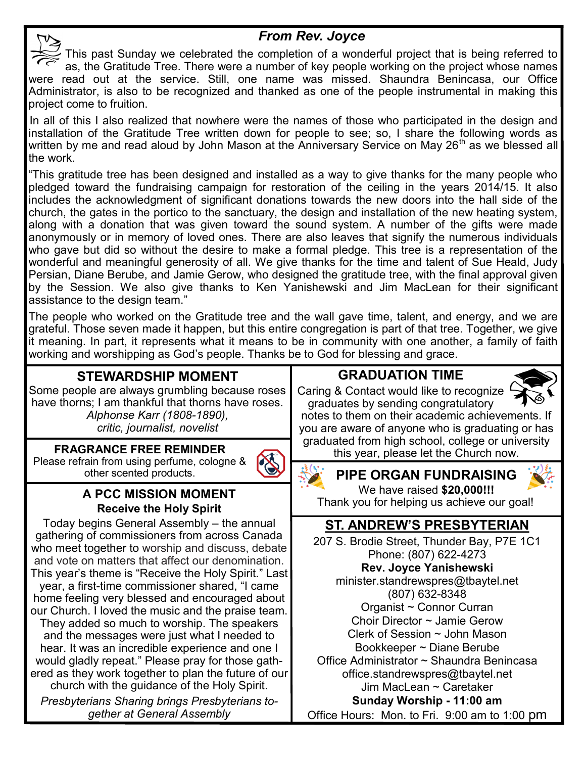### *From Rev. Joyce*

This past Sunday we celebrated the completion of a wonderful project that is being referred to as, the Gratitude Tree. There were a number of key people working on the project whose names were read out at the service. Still, one name was missed. Shaundra Benincasa, our Office Administrator, is also to be recognized and thanked as one of the people instrumental in making this project come to fruition.

In all of this I also realized that nowhere were the names of those who participated in the design and installation of the Gratitude Tree written down for people to see; so, I share the following words as written by me and read aloud by John Mason at the Anniversary Service on May 26th as we blessed all the work.

"This gratitude tree has been designed and installed as a way to give thanks for the many people who pledged toward the fundraising campaign for restoration of the ceiling in the years 2014/15. It also includes the acknowledgment of significant donations towards the new doors into the hall side of the church, the gates in the portico to the sanctuary, the design and installation of the new heating system, along with a donation that was given toward the sound system. A number of the gifts were made anonymously or in memory of loved ones. There are also leaves that signify the numerous individuals who gave but did so without the desire to make a formal pledge. This tree is a representation of the wonderful and meaningful generosity of all. We give thanks for the time and talent of Sue Heald, Judy Persian, Diane Berube, and Jamie Gerow, who designed the gratitude tree, with the final approval given by the Session. We also give thanks to Ken Yanishewski and Jim MacLean for their significant assistance to the design team."

The people who worked on the Gratitude tree and the wall gave time, talent, and energy, and we are grateful. Those seven made it happen, but this entire congregation is part of that tree. Together, we give it meaning. In part, it represents what it means to be in community with one another, a family of faith working and worshipping as God's people. Thanks be to God for blessing and grace.

## STEWARDSHIP MOMENT

Some people are always grumbling because roses have thorns; I am thankful that thorns have roses.

*Alphonse Karr (1808-1890), critic, journalist, novelist*

### FRAGRANCE FREE REMINDER

Please refrain from using perfume, cologne & other scented products.

## A PCC MISSION MOMENT

**Receive the Holy Spirit**

Today begins General Assembly – the annual gathering of commissioners from across Canada who meet together to worship and discuss, debate and vote on matters that affect our denomination. This year's theme is "Receive the Holy Spirit." Last year, a first-time commissioner shared, "I came home feeling very blessed and encouraged about our Church. I loved the music and the praise team. They added so much to worship. The speakers and the messages were just what I needed to hear. It was an incredible experience and one I would gladly repeat." Please pray for those gathered as they work together to plan the future of our church with the guidance of the Holy Spirit.

*Presbyterians Sharing brings Presbyterians together at General Assembly*

## GRADUATION TIME

Caring & Contact would like to recognize graduates by sending congratulatory notes to them on their academic achievements. If you are aware of anyone who is graduating or has graduated from high school, college or university this year, please let the Church now.

## PIPE ORGAN FUNDRAISING

We have raised **$20,000!!!**
Thank you for helping us achieve our goal!

## ST. ANDREW'S PRESBYTERIAN

207 S. Brodie Street, Thunder Bay, P7E 1C1
Phone: (807) 622-4273
**Rev. Joyce Yanishewski**
minister.standrewspres@tbaytel.net
(807) 632-8348
Organist ~ Connor Curran
Choir Director ~ Jamie Gerow
Clerk of Session ~ John Mason
Bookkeeper ~ Diane Berube
Office Administrator ~ Shaundra Benincasa
office.standrewspres@tbaytel.net
Jim MacLean ~ Caretaker
**Sunday Worship - 11:00 am**
Office Hours: Mon. to Fri. 9:00 am to 1:00 pm